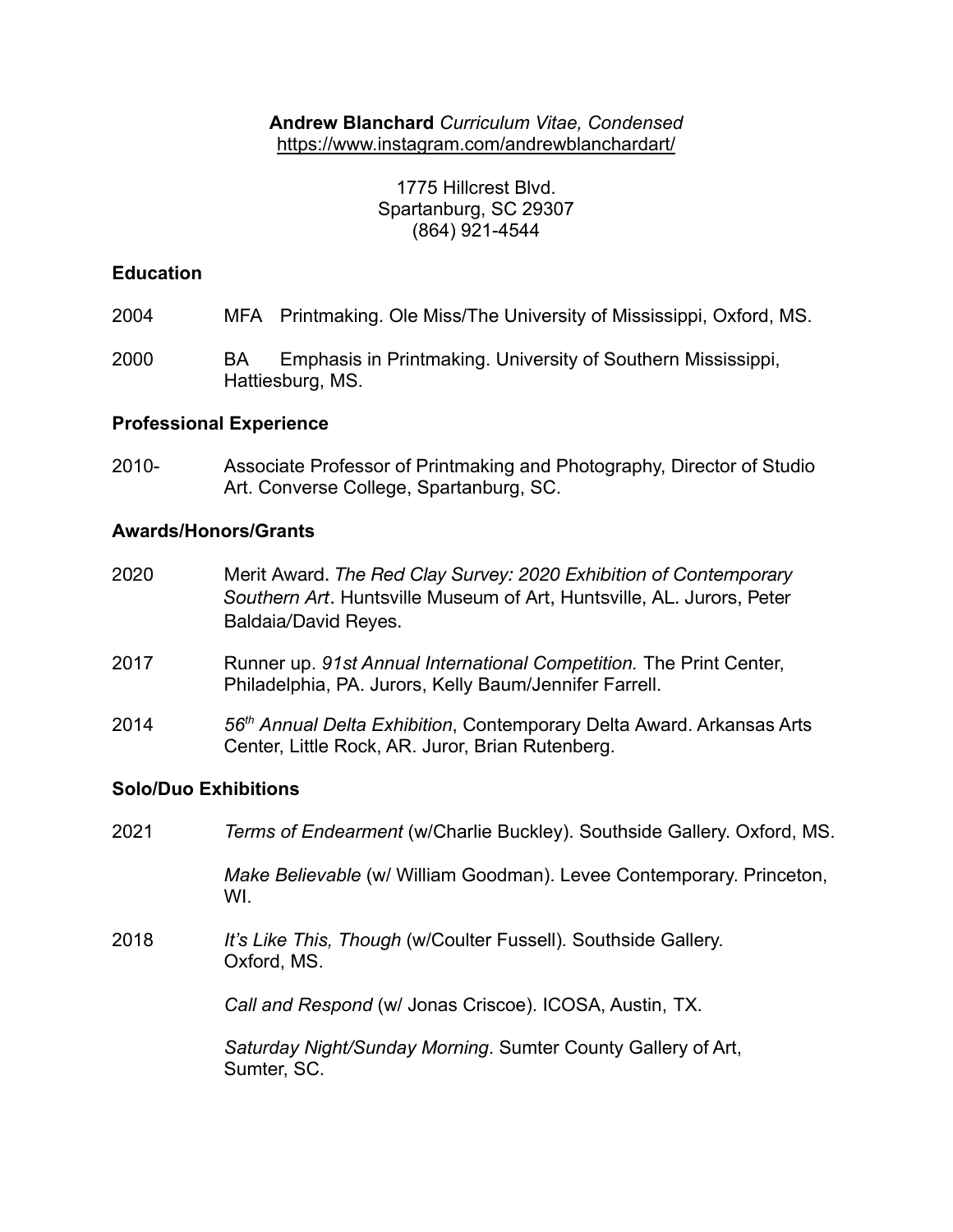**Andrew Blanchard** *Curriculum Vitae, Condensed*
https://www.instagram.com/andrewblanchardart/

1775 Hillcrest Blvd.
Spartanburg, SC 29307
(864) 921-4544

## Education

2004 MFA Printmaking. Ole Miss/The University of Mississippi, Oxford, MS.

2000 BA Emphasis in Printmaking. University of Southern Mississippi, Hattiesburg, MS.

## Professional Experience

2010- Associate Professor of Printmaking and Photography, Director of Studio Art. Converse College, Spartanburg, SC.

## Awards/Honors/Grants

2020 Merit Award. *The Red Clay Survey: 2020 Exhibition of Contemporary Southern Art*. Huntsville Museum of Art, Huntsville, AL. Jurors, Peter Baldaia/David Reyes.

2017 Runner up. *91st Annual International Competition.* The Print Center, Philadelphia, PA. Jurors, Kelly Baum/Jennifer Farrell.

2014 *56th Annual Delta Exhibition*, Contemporary Delta Award. Arkansas Arts Center, Little Rock, AR. Juror, Brian Rutenberg.

## Solo/Duo Exhibitions

2021 *Terms of Endearment* (w/Charlie Buckley). Southside Gallery. Oxford, MS.

*Make Believable* (w/ William Goodman). Levee Contemporary. Princeton, WI.

2018 *It's Like This, Though* (w/Coulter Fussell). Southside Gallery. Oxford, MS.

*Call and Respond* (w/ Jonas Criscoe). ICOSA, Austin, TX.

*Saturday Night/Sunday Morning*. Sumter County Gallery of Art, Sumter, SC.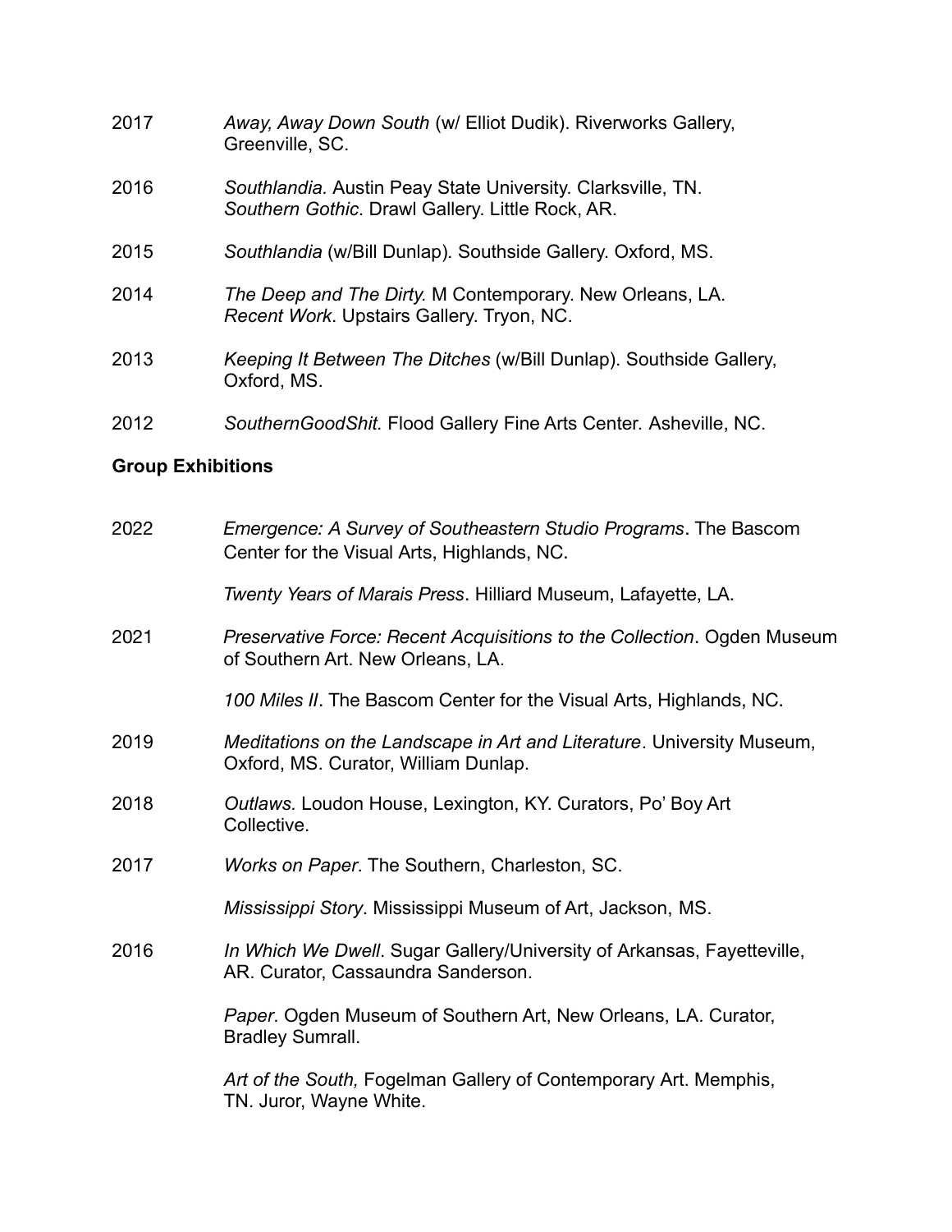2017 *Away, Away Down South* (w/ Elliot Dudik). Riverworks Gallery, Greenville, SC.

2016 *Southlandia.* Austin Peay State University. Clarksville, TN.
*Southern Gothic*. Drawl Gallery. Little Rock, AR.

2015 *Southlandia* (w/Bill Dunlap). Southside Gallery. Oxford, MS.

2014 *The Deep and The Dirty.* M Contemporary. New Orleans, LA.
*Recent Work*. Upstairs Gallery. Tryon, NC.

2013 *Keeping It Between The Ditches* (w/Bill Dunlap). Southside Gallery, Oxford, MS.

2012 *SouthernGoodShit.* Flood Gallery Fine Arts Center. Asheville, NC.

**Group Exhibitions**

2022 *Emergence: A Survey of Southeastern Studio Programs*. The Bascom Center for the Visual Arts, Highlands, NC.

*Twenty Years of Marais Press*. Hilliard Museum, Lafayette, LA.

2021 *Preservative Force: Recent Acquisitions to the Collection*. Ogden Museum of Southern Art. New Orleans, LA.

*100 Miles II*. The Bascom Center for the Visual Arts, Highlands, NC.

2019 *Meditations on the Landscape in Art and Literature*. University Museum, Oxford, MS. Curator, William Dunlap.

2018 *Outlaws.* Loudon House, Lexington, KY. Curators, Po' Boy Art Collective.

2017 *Works on Paper*. The Southern, Charleston, SC.

*Mississippi Story*. Mississippi Museum of Art, Jackson, MS.

2016 *In Which We Dwell*. Sugar Gallery/University of Arkansas, Fayetteville, AR. Curator, Cassaundra Sanderson.

*Paper*. Ogden Museum of Southern Art, New Orleans, LA. Curator, Bradley Sumrall.

*Art of the South,* Fogelman Gallery of Contemporary Art. Memphis, TN. Juror, Wayne White.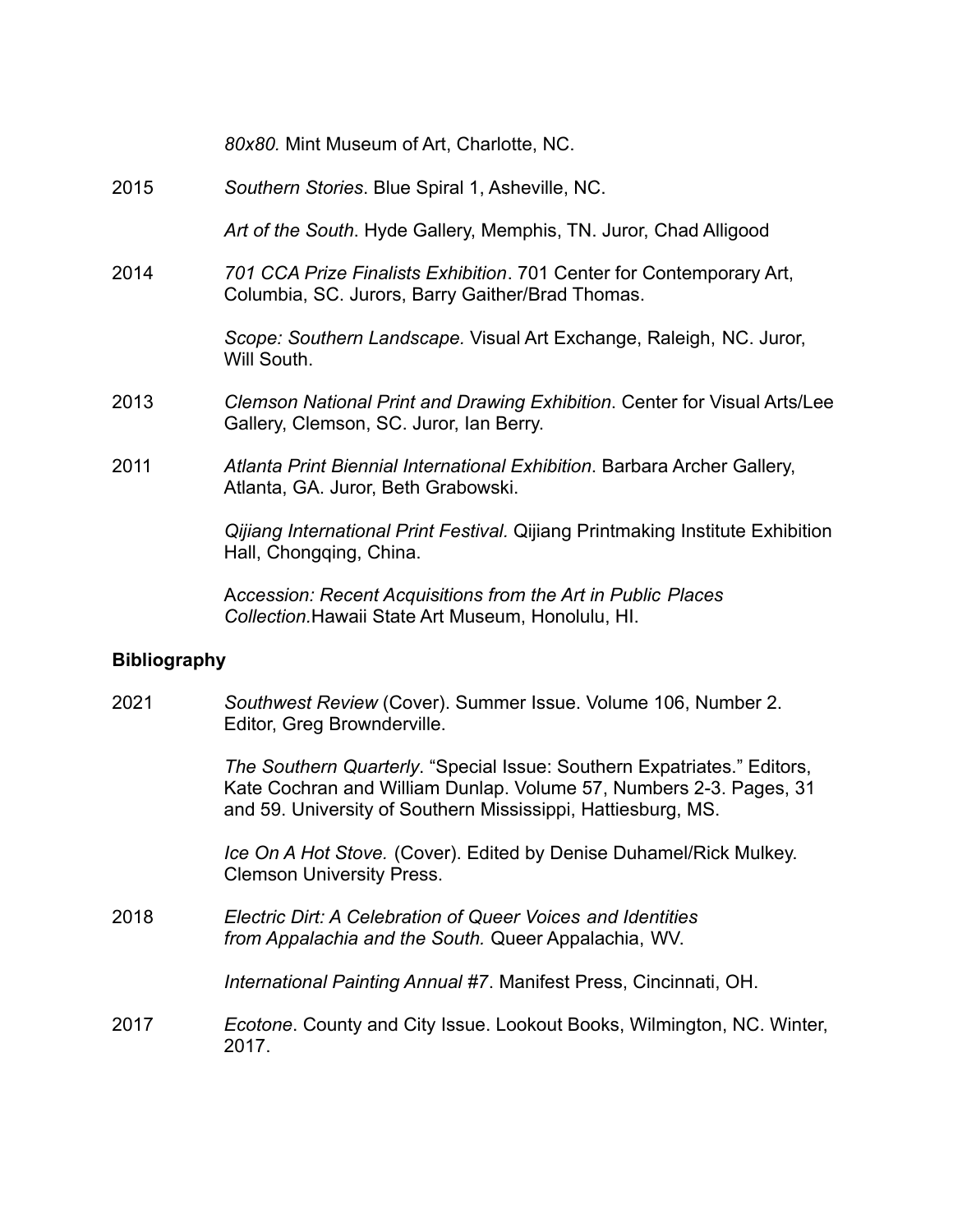*80x80.* Mint Museum of Art, Charlotte, NC.

2015 *Southern Stories*. Blue Spiral 1, Asheville, NC.

*Art of the South*. Hyde Gallery, Memphis, TN. Juror, Chad Alligood

2014 *701 CCA Prize Finalists Exhibition*. 701 Center for Contemporary Art, Columbia, SC. Jurors, Barry Gaither/Brad Thomas.

*Scope: Southern Landscape.* Visual Art Exchange, Raleigh, NC. Juror, Will South.

2013 *Clemson National Print and Drawing Exhibition*. Center for Visual Arts/Lee Gallery, Clemson, SC. Juror, Ian Berry.

2011 *Atlanta Print Biennial International Exhibition*. Barbara Archer Gallery, Atlanta, GA. Juror, Beth Grabowski.

*Qijiang International Print Festival.* Qijiang Printmaking Institute Exhibition Hall, Chongqing, China.

*Accession: Recent Acquisitions from the Art in Public Places Collection.*Hawaii State Art Museum, Honolulu, HI.

## Bibliography

2021 *Southwest Review* (Cover). Summer Issue. Volume 106, Number 2. Editor, Greg Brownderville.

*The Southern Quarterly*. "Special Issue: Southern Expatriates." Editors, Kate Cochran and William Dunlap. Volume 57, Numbers 2-3. Pages, 31 and 59. University of Southern Mississippi, Hattiesburg, MS.

*Ice On A Hot Stove.* (Cover). Edited by Denise Duhamel/Rick Mulkey. Clemson University Press.

2018 *Electric Dirt: A Celebration of Queer Voices and Identities from Appalachia and the South.* Queer Appalachia, WV.

*International Painting Annual #7*. Manifest Press, Cincinnati, OH.

2017 *Ecotone*. County and City Issue. Lookout Books, Wilmington, NC. Winter, 2017.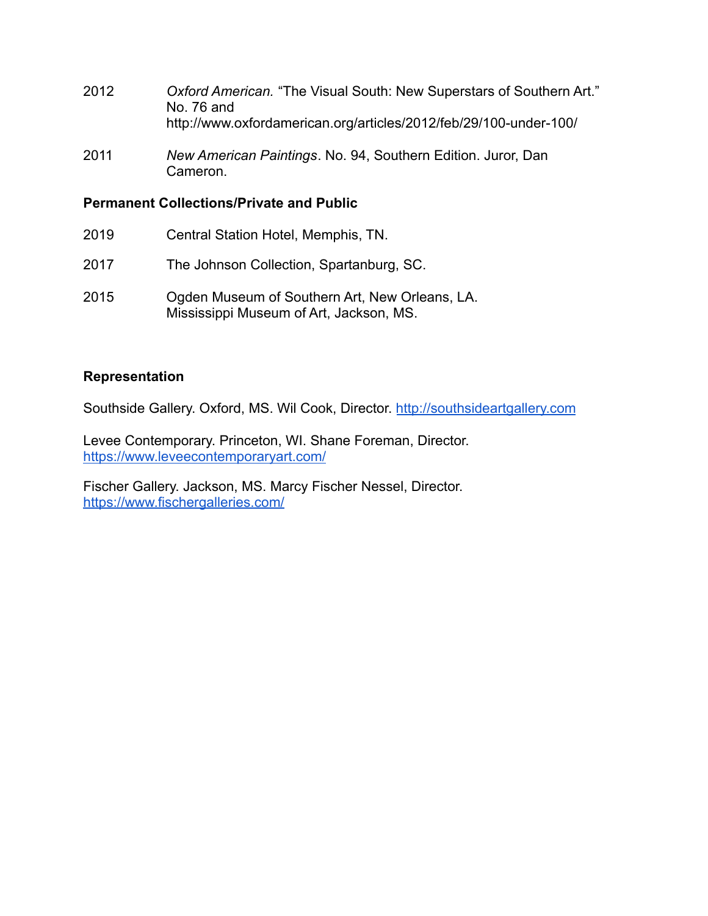2012 *Oxford American.* "The Visual South: New Superstars of Southern Art." No. 76 and http://www.oxfordamerican.org/articles/2012/feb/29/100-under-100/

2011 *New American Paintings*. No. 94, Southern Edition. Juror, Dan Cameron.

**Permanent Collections/Private and Public**

2019 Central Station Hotel, Memphis, TN.

2017 The Johnson Collection, Spartanburg, SC.

2015 Ogden Museum of Southern Art, New Orleans, LA.
Mississippi Museum of Art, Jackson, MS.

**Representation**

Southside Gallery. Oxford, MS. Wil Cook, Director. http://southsideartgallery.com

Levee Contemporary. Princeton, WI. Shane Foreman, Director.
https://www.leveecontemporaryart.com/

Fischer Gallery. Jackson, MS. Marcy Fischer Nessel, Director.
https://www.fischergalleries.com/